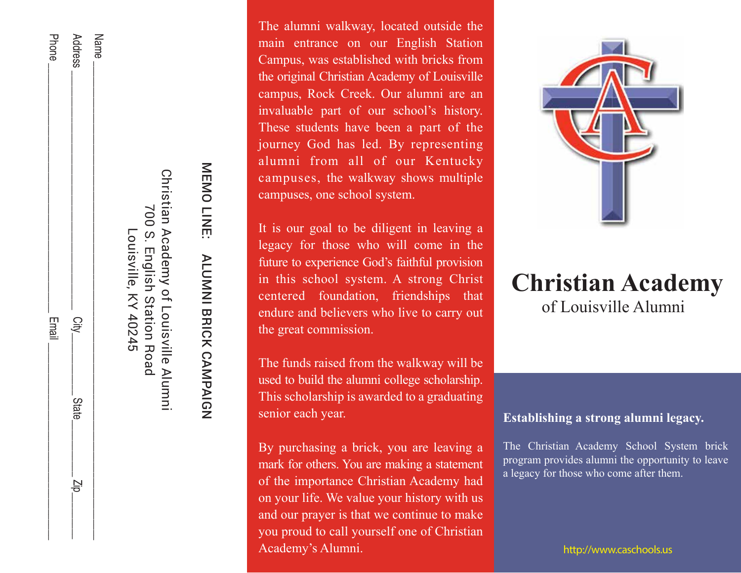Name ______________________________________________

Address ____________________ City ________ State ________ Zip ______

Phone ____________________ Email ______________________________

**MEMO LINE: ALUMNI BRICK CAMPAIGN**

Christian Academy of Louisville Alumni
700 S. English Station Road
Louisville, KY 40245

The alumni walkway, located outside the main entrance on our English Station Campus, was established with bricks from the original Christian Academy of Louisville campus, Rock Creek. Our alumni are an invaluable part of our school's history. These students have been a part of the journey God has led. By representing alumni from all of our Kentucky campuses, the walkway shows multiple campuses, one school system.

It is our goal to be diligent in leaving a legacy for those who will come in the future to experience God's faithful provision in this school system. A strong Christ centered foundation, friendships that endure and believers who live to carry out the great commission.

The funds raised from the walkway will be used to build the alumni college scholarship. This scholarship is awarded to a graduating senior each year.

By purchasing a brick, you are leaving a mark for others. You are making a statement of the importance Christian Academy had on your life. We value your history with us and our prayer is that we continue to make you proud to call yourself one of Christian Academy's Alumni.

# Christian Academy

## of Louisville Alumni

**Establishing a strong alumni legacy.**

The Christian Academy School System brick program provides alumni the opportunity to leave a legacy for those who come after them.

http://www.caschools.us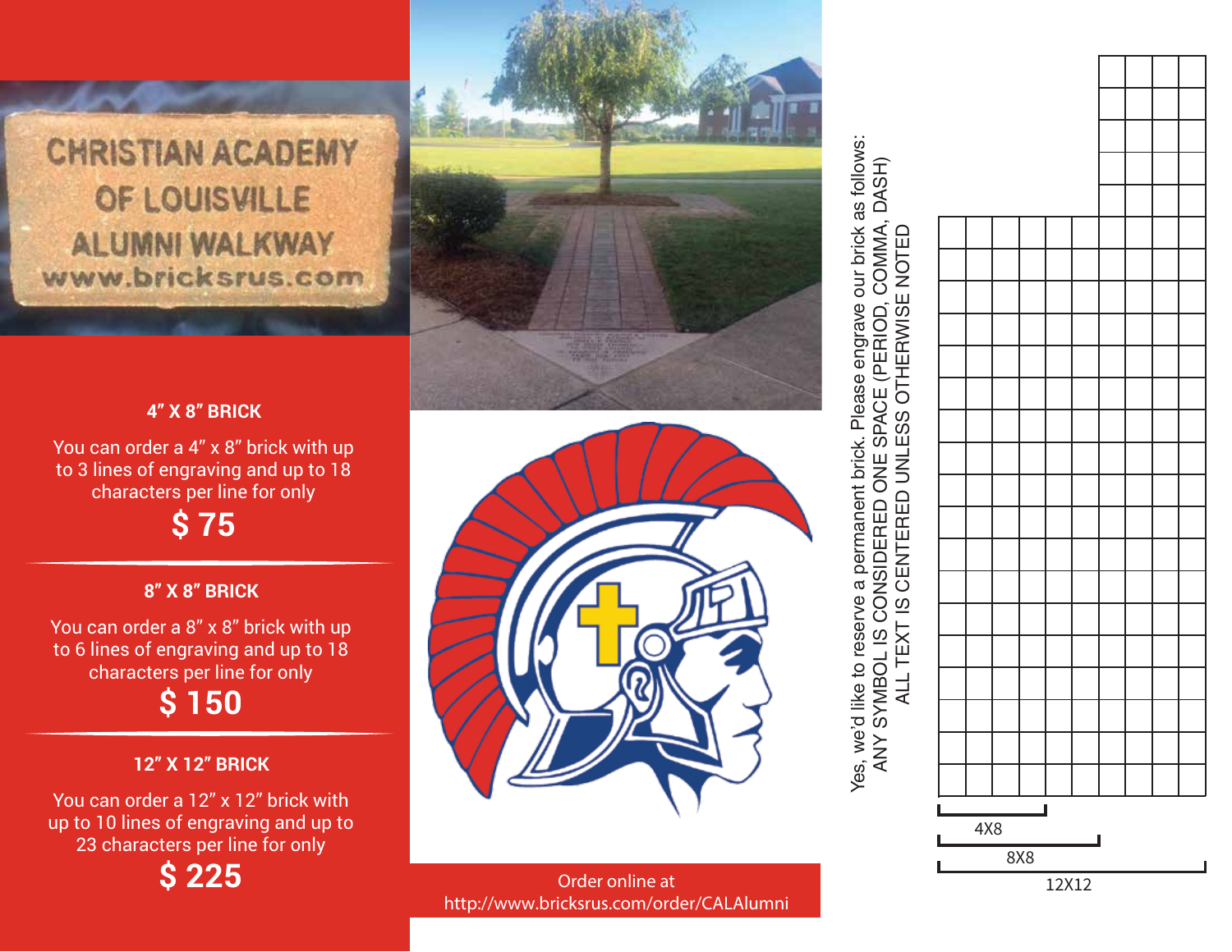CHRISTIAN ACADEMY OF LOUISVILLE ALUMNI WALKWAY
www.bricksrus.com

### 4" X 8" BRICK

You can order a 4" x 8" brick with up to 3 lines of engraving and up to 18 characters per line for only

**$ 75**

### 8" X 8" BRICK

You can order a 8" x 8" brick with up to 6 lines of engraving and up to 18 characters per line for only

**$ 150**

### 12" X 12" BRICK

You can order a 12" x 12" brick with up to 10 lines of engraving and up to 23 characters per line for only

**$ 225**

Order online at
http://www.bricksrus.com/order/CALAlumni

Yes, we'd like to reserve a permanent brick. Please engrave our brick as follows:
ANY SYMBOL IS CONSIDERED ONE SPACE (PERIOD, COMMA, DASH)
ALL TEXT IS CENTERED UNLESS OTHERWISE NOTED

4X8

8X8

12X12